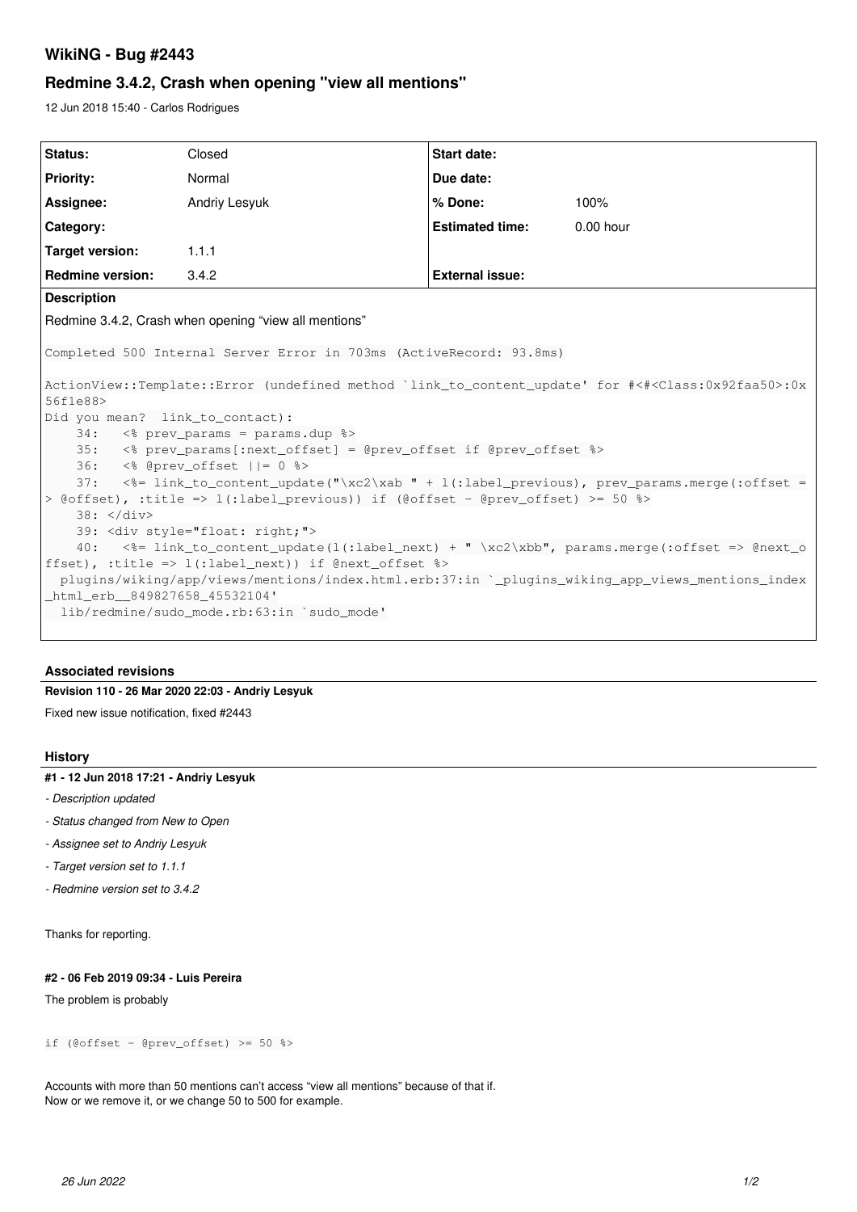# WikiNG - Bug #2443

## Redmine 3.4.2, Crash when opening "view all mentions"

12 Jun 2018 15:40 - Carlos Rodrigues

| Status: | Closed | Start date: | |
|---|---|---|---|
| Priority: | Normal | Due date: | |
| Assignee: | Andriy Lesyuk | % Done: | 100% |
| Category: | | Estimated time: | 0.00 hour |
| Target version: | 1.1.1 | | |
| Redmine version: | 3.4.2 | External issue: | |

**Description**

Redmine 3.4.2, Crash when opening "view all mentions"

```
Completed 500 Internal Server Error in 703ms (ActiveRecord: 93.8ms)

ActionView::Template::Error (undefined method `link_to_content_update' for #<#<Class:0x92faa50>:0x
56f1e88>
Did you mean?  link_to_contact):
    34:   <% prev_params = params.dup %>
    35:   <% prev_params[:next_offset] = @prev_offset if @prev_offset %>
    36:   <% @prev_offset ||= 0 %>
    37:   <%= link_to_content_update("\xc2\xab " + l(:label_previous), prev_params.merge(:offset =
> @offset), :title => l(:label_previous)) if (@offset - @prev_offset) >= 50 %>
    38: </div>
    39: <div style="float: right;">
    40:   <%= link_to_content_update(l(:label_next) + " \xc2\xbb", params.merge(:offset => @next_o
ffset), :title => l(:label_next)) if @next_offset %>
  plugins/wiking/app/views/mentions/index.html.erb:37:in `_plugins_wiking_app_views_mentions_index
_html_erb__849827658_45532104'
  lib/redmine/sudo_mode.rb:63:in `sudo_mode'
```

### Associated revisions

**Revision 110 - 26 Mar 2020 22:03 - Andriy Lesyuk**

Fixed new issue notification, fixed #2443

### History

**#1 - 12 Jun 2018 17:21 - Andriy Lesyuk**

- *Description updated*
- *Status changed from New to Open*
- *Assignee set to Andriy Lesyuk*
- *Target version set to 1.1.1*
- *Redmine version set to 3.4.2*

Thanks for reporting.

**#2 - 06 Feb 2019 09:34 - Luis Pereira**

The problem is probably

```
if (@offset - @prev_offset) >= 50 %>
```

Accounts with more than 50 mentions can't access "view all mentions" because of that if.
Now or we remove it, or we change 50 to 500 for example.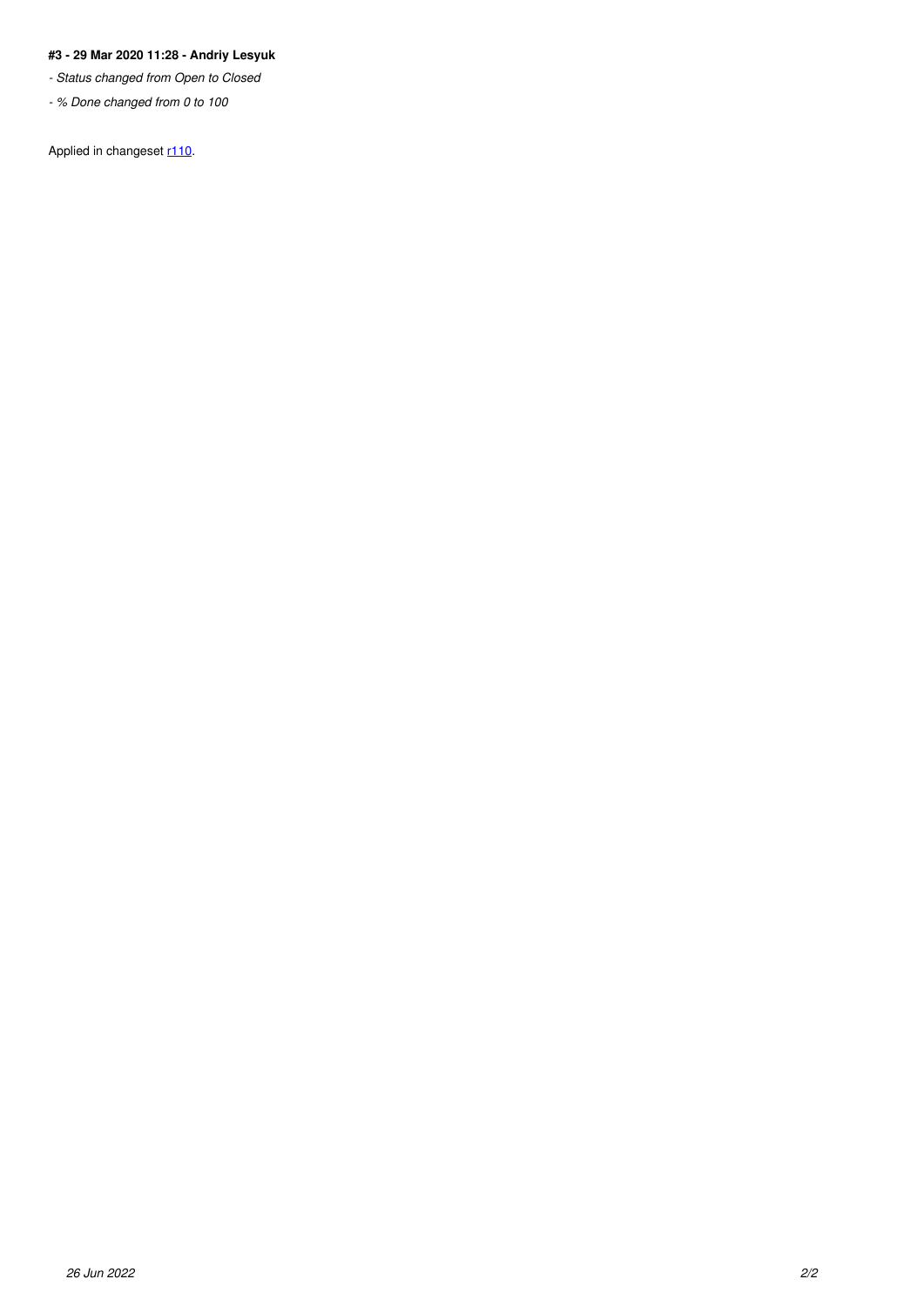**#3 - 29 Mar 2020 11:28 - Andriy Lesyuk**

- *Status changed from Open to Closed*
- *% Done changed from 0 to 100*

Applied in changeset r110.